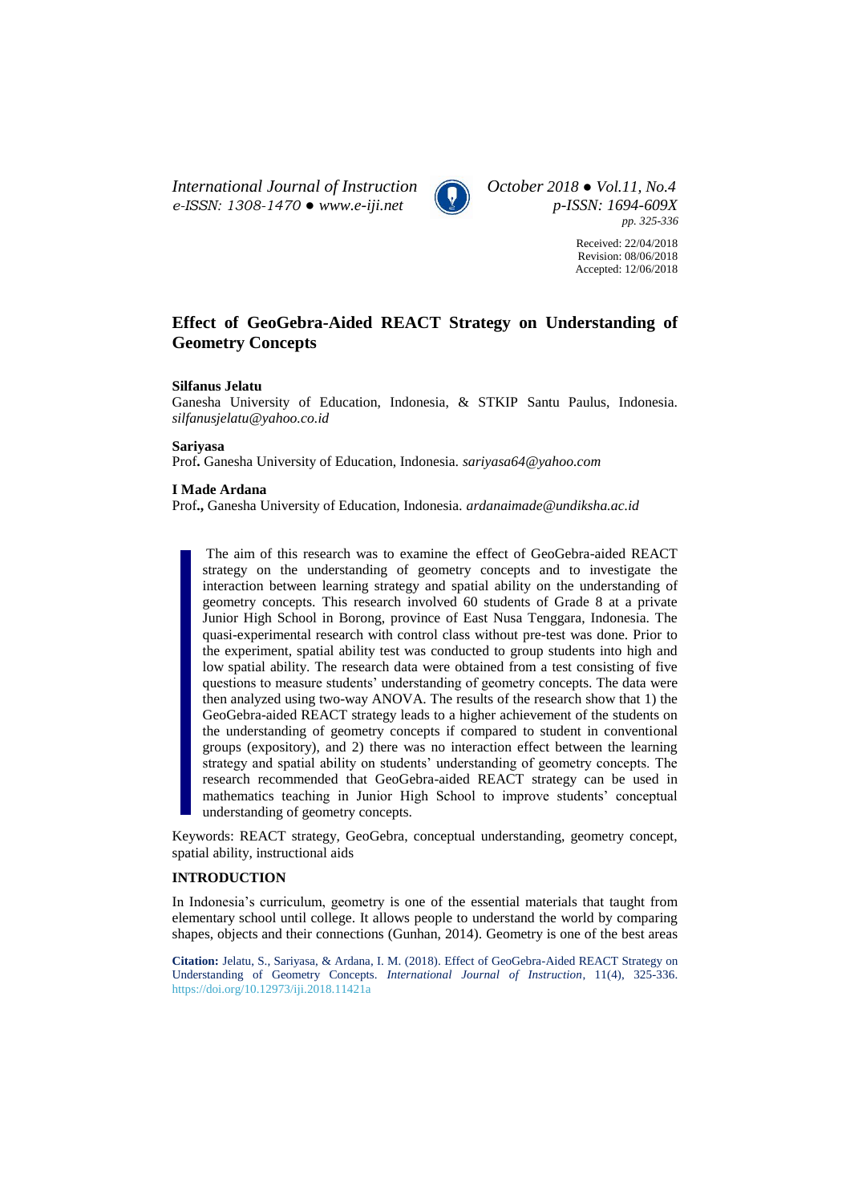Received: 22/04/2018
Revision: 08/06/2018
Accepted: 12/06/2018

# Effect of GeoGebra-Aided REACT Strategy on Understanding of Geometry Concepts

**Silfanus Jelatu**
Ganesha University of Education, Indonesia, & STKIP Santu Paulus, Indonesia. *silfanusjelatu@yahoo.co.id*

**Sariyasa**
Prof**.** Ganesha University of Education, Indonesia. *sariyasa64@yahoo.com*

**I Made Ardana**
Prof**.,** Ganesha University of Education, Indonesia. *ardanaimade@undiksha.ac.id*

The aim of this research was to examine the effect of GeoGebra-aided REACT strategy on the understanding of geometry concepts and to investigate the interaction between learning strategy and spatial ability on the understanding of geometry concepts. This research involved 60 students of Grade 8 at a private Junior High School in Borong, province of East Nusa Tenggara, Indonesia. The quasi-experimental research with control class without pre-test was done. Prior to the experiment, spatial ability test was conducted to group students into high and low spatial ability. The research data were obtained from a test consisting of five questions to measure students' understanding of geometry concepts. The data were then analyzed using two-way ANOVA. The results of the research show that 1) the GeoGebra-aided REACT strategy leads to a higher achievement of the students on the understanding of geometry concepts if compared to student in conventional groups (expository), and 2) there was no interaction effect between the learning strategy and spatial ability on students' understanding of geometry concepts. The research recommended that GeoGebra-aided REACT strategy can be used in mathematics teaching in Junior High School to improve students' conceptual understanding of geometry concepts.

Keywords: REACT strategy, GeoGebra, conceptual understanding, geometry concept, spatial ability, instructional aids

## INTRODUCTION

In Indonesia's curriculum, geometry is one of the essential materials that taught from elementary school until college. It allows people to understand the world by comparing shapes, objects and their connections (Gunhan, 2014). Geometry is one of the best areas

**Citation:** Jelatu, S., Sariyasa, & Ardana, I. M. (2018). Effect of GeoGebra-Aided REACT Strategy on Understanding of Geometry Concepts. *International Journal of Instruction*, 11(4), 325-336. https://doi.org/10.12973/iji.2018.11421a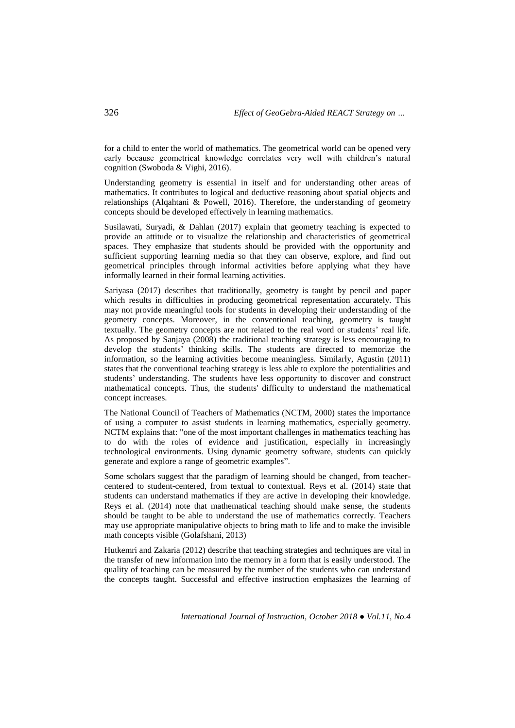for a child to enter the world of mathematics. The geometrical world can be opened very early because geometrical knowledge correlates very well with children's natural cognition (Swoboda & Vighi, 2016).

Understanding geometry is essential in itself and for understanding other areas of mathematics. It contributes to logical and deductive reasoning about spatial objects and relationships (Alqahtani & Powell, 2016). Therefore, the understanding of geometry concepts should be developed effectively in learning mathematics.

Susilawati, Suryadi, & Dahlan (2017) explain that geometry teaching is expected to provide an attitude or to visualize the relationship and characteristics of geometrical spaces. They emphasize that students should be provided with the opportunity and sufficient supporting learning media so that they can observe, explore, and find out geometrical principles through informal activities before applying what they have informally learned in their formal learning activities.

Sariyasa (2017) describes that traditionally, geometry is taught by pencil and paper which results in difficulties in producing geometrical representation accurately. This may not provide meaningful tools for students in developing their understanding of the geometry concepts. Moreover, in the conventional teaching, geometry is taught textually. The geometry concepts are not related to the real word or students' real life. As proposed by Sanjaya (2008) the traditional teaching strategy is less encouraging to develop the students' thinking skills. The students are directed to memorize the information, so the learning activities become meaningless. Similarly, Agustin (2011) states that the conventional teaching strategy is less able to explore the potentialities and students' understanding. The students have less opportunity to discover and construct mathematical concepts. Thus, the students' difficulty to understand the mathematical concept increases.

The National Council of Teachers of Mathematics (NCTM, 2000) states the importance of using a computer to assist students in learning mathematics, especially geometry. NCTM explains that: "one of the most important challenges in mathematics teaching has to do with the roles of evidence and justification, especially in increasingly technological environments. Using dynamic geometry software, students can quickly generate and explore a range of geometric examples".

Some scholars suggest that the paradigm of learning should be changed, from teacher-centered to student-centered, from textual to contextual. Reys et al. (2014) state that students can understand mathematics if they are active in developing their knowledge. Reys et al. (2014) note that mathematical teaching should make sense, the students should be taught to be able to understand the use of mathematics correctly. Teachers may use appropriate manipulative objects to bring math to life and to make the invisible math concepts visible (Golafshani, 2013)

Hutkemri and Zakaria (2012) describe that teaching strategies and techniques are vital in the transfer of new information into the memory in a form that is easily understood. The quality of teaching can be measured by the number of the students who can understand the concepts taught. Successful and effective instruction emphasizes the learning of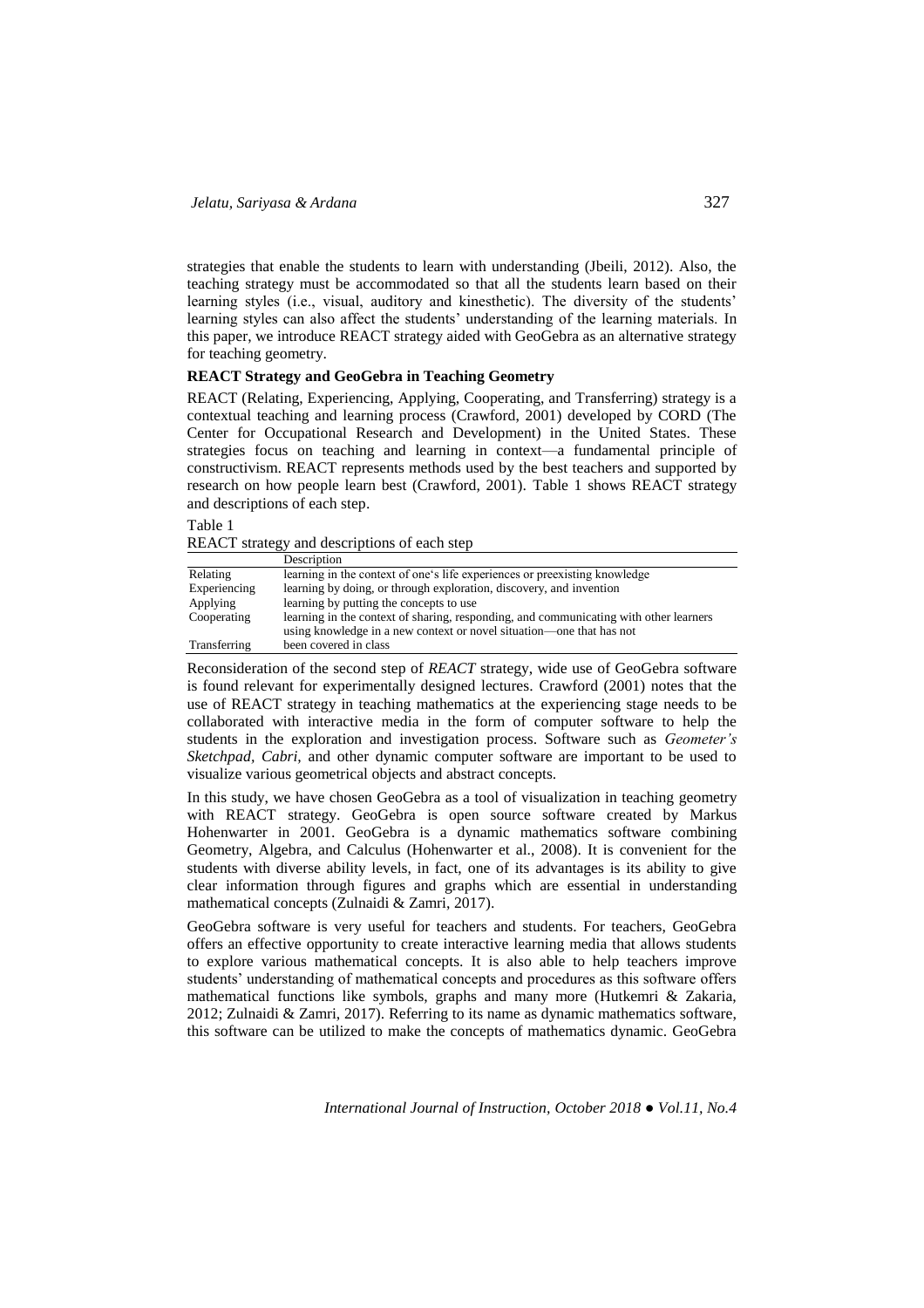strategies that enable the students to learn with understanding (Jbeili, 2012). Also, the teaching strategy must be accommodated so that all the students learn based on their learning styles (i.e., visual, auditory and kinesthetic). The diversity of the students' learning styles can also affect the students' understanding of the learning materials. In this paper, we introduce REACT strategy aided with GeoGebra as an alternative strategy for teaching geometry.

**REACT Strategy and GeoGebra in Teaching Geometry**

REACT (Relating, Experiencing, Applying, Cooperating, and Transferring) strategy is a contextual teaching and learning process (Crawford, 2001) developed by CORD (The Center for Occupational Research and Development) in the United States. These strategies focus on teaching and learning in context—a fundamental principle of constructivism. REACT represents methods used by the best teachers and supported by research on how people learn best (Crawford, 2001). Table 1 shows REACT strategy and descriptions of each step.

Table 1
REACT strategy and descriptions of each step

| | Description |
|---|---|
| Relating | learning in the context of one's life experiences or preexisting knowledge |
| Experiencing | learning by doing, or through exploration, discovery, and invention |
| Applying | learning by putting the concepts to use |
| Cooperating | learning in the context of sharing, responding, and communicating with other learners |
| Transferring | using knowledge in a new context or novel situation—one that has not been covered in class |

Reconsideration of the second step of *REACT* strategy, wide use of GeoGebra software is found relevant for experimentally designed lectures. Crawford (2001) notes that the use of REACT strategy in teaching mathematics at the experiencing stage needs to be collaborated with interactive media in the form of computer software to help the students in the exploration and investigation process. Software such as *Geometer's Sketchpad, Cabri,* and other dynamic computer software are important to be used to visualize various geometrical objects and abstract concepts.

In this study, we have chosen GeoGebra as a tool of visualization in teaching geometry with REACT strategy. GeoGebra is open source software created by Markus Hohenwarter in 2001. GeoGebra is a dynamic mathematics software combining Geometry, Algebra, and Calculus (Hohenwarter et al., 2008). It is convenient for the students with diverse ability levels, in fact, one of its advantages is its ability to give clear information through figures and graphs which are essential in understanding mathematical concepts (Zulnaidi & Zamri, 2017).

GeoGebra software is very useful for teachers and students. For teachers, GeoGebra offers an effective opportunity to create interactive learning media that allows students to explore various mathematical concepts. It is also able to help teachers improve students' understanding of mathematical concepts and procedures as this software offers mathematical functions like symbols, graphs and many more (Hutkemri & Zakaria, 2012; Zulnaidi & Zamri, 2017). Referring to its name as dynamic mathematics software, this software can be utilized to make the concepts of mathematics dynamic. GeoGebra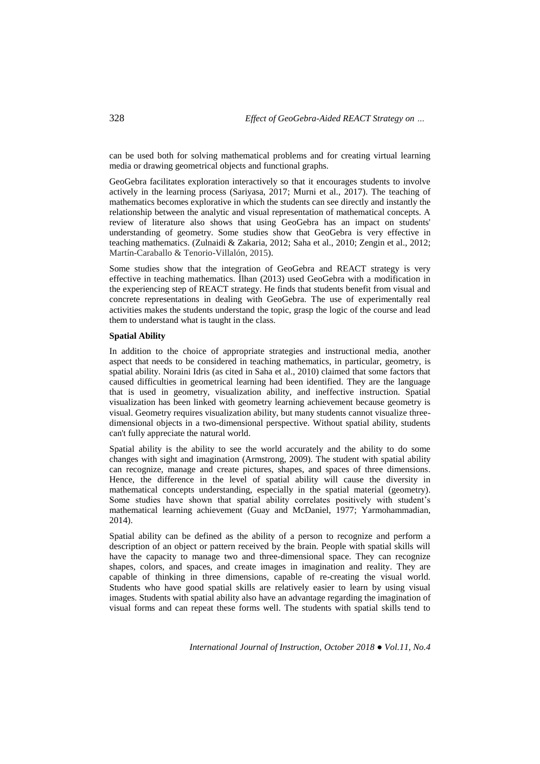can be used both for solving mathematical problems and for creating virtual learning media or drawing geometrical objects and functional graphs.

GeoGebra facilitates exploration interactively so that it encourages students to involve actively in the learning process (Sariyasa, 2017; Murni et al., 2017). The teaching of mathematics becomes explorative in which the students can see directly and instantly the relationship between the analytic and visual representation of mathematical concepts. A review of literature also shows that using GeoGebra has an impact on students' understanding of geometry. Some studies show that GeoGebra is very effective in teaching mathematics. (Zulnaidi & Zakaria, 2012; Saha et al., 2010; Zengin et al., 2012; Martín-Caraballo & Tenorio-Villalón, 2015).

Some studies show that the integration of GeoGebra and REACT strategy is very effective in teaching mathematics. İlhan (2013) used GeoGebra with a modification in the experiencing step of REACT strategy. He finds that students benefit from visual and concrete representations in dealing with GeoGebra. The use of experimentally real activities makes the students understand the topic, grasp the logic of the course and lead them to understand what is taught in the class.

**Spatial Ability**

In addition to the choice of appropriate strategies and instructional media, another aspect that needs to be considered in teaching mathematics, in particular, geometry, is spatial ability. Noraini Idris (as cited in Saha et al., 2010) claimed that some factors that caused difficulties in geometrical learning had been identified. They are the language that is used in geometry, visualization ability, and ineffective instruction. Spatial visualization has been linked with geometry learning achievement because geometry is visual. Geometry requires visualization ability, but many students cannot visualize three-dimensional objects in a two-dimensional perspective. Without spatial ability, students can't fully appreciate the natural world.

Spatial ability is the ability to see the world accurately and the ability to do some changes with sight and imagination (Armstrong, 2009). The student with spatial ability can recognize, manage and create pictures, shapes, and spaces of three dimensions. Hence, the difference in the level of spatial ability will cause the diversity in mathematical concepts understanding, especially in the spatial material (geometry). Some studies have shown that spatial ability correlates positively with student's mathematical learning achievement (Guay and McDaniel, 1977; Yarmohammadian, 2014).

Spatial ability can be defined as the ability of a person to recognize and perform a description of an object or pattern received by the brain. People with spatial skills will have the capacity to manage two and three-dimensional space. They can recognize shapes, colors, and spaces, and create images in imagination and reality. They are capable of thinking in three dimensions, capable of re-creating the visual world. Students who have good spatial skills are relatively easier to learn by using visual images. Students with spatial ability also have an advantage regarding the imagination of visual forms and can repeat these forms well. The students with spatial skills tend to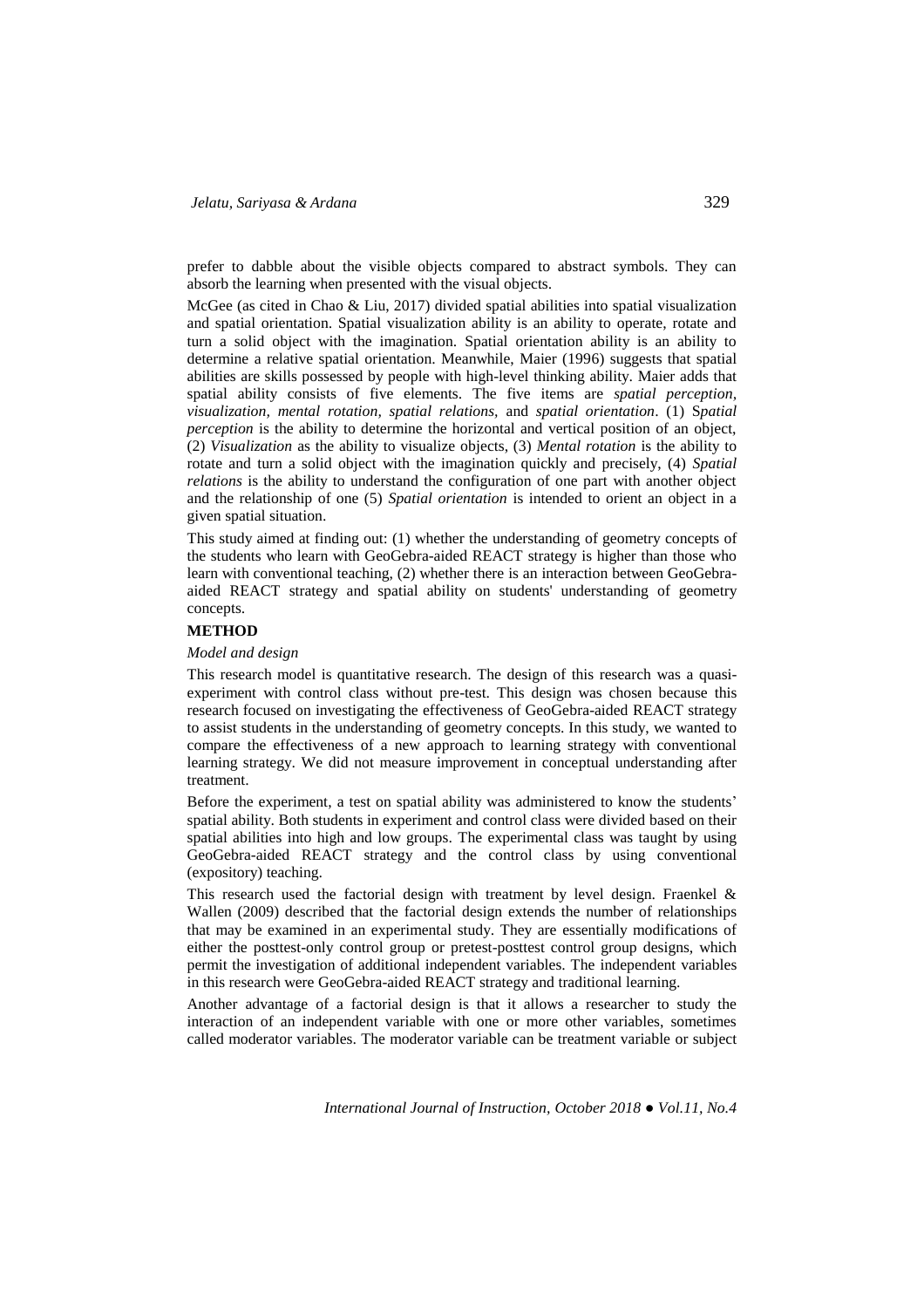prefer to dabble about the visible objects compared to abstract symbols. They can absorb the learning when presented with the visual objects.

McGee (as cited in Chao & Liu, 2017) divided spatial abilities into spatial visualization and spatial orientation. Spatial visualization ability is an ability to operate, rotate and turn a solid object with the imagination. Spatial orientation ability is an ability to determine a relative spatial orientation. Meanwhile, Maier (1996) suggests that spatial abilities are skills possessed by people with high-level thinking ability. Maier adds that spatial ability consists of five elements. The five items are *spatial perception, visualization, mental rotation, spatial relations*, and *spatial orientation*. (1) S*patial perception* is the ability to determine the horizontal and vertical position of an object, (2) *Visualization* as the ability to visualize objects, (3) *Mental rotation* is the ability to rotate and turn a solid object with the imagination quickly and precisely, (4) *Spatial relations* is the ability to understand the configuration of one part with another object and the relationship of one (5) *Spatial orientation* is intended to orient an object in a given spatial situation.

This study aimed at finding out: (1) whether the understanding of geometry concepts of the students who learn with GeoGebra-aided REACT strategy is higher than those who learn with conventional teaching, (2) whether there is an interaction between GeoGebra-aided REACT strategy and spatial ability on students' understanding of geometry concepts.

## METHOD

### *Model and design*

This research model is quantitative research. The design of this research was a quasi-experiment with control class without pre-test. This design was chosen because this research focused on investigating the effectiveness of GeoGebra-aided REACT strategy to assist students in the understanding of geometry concepts. In this study, we wanted to compare the effectiveness of a new approach to learning strategy with conventional learning strategy. We did not measure improvement in conceptual understanding after treatment.

Before the experiment, a test on spatial ability was administered to know the students' spatial ability. Both students in experiment and control class were divided based on their spatial abilities into high and low groups. The experimental class was taught by using GeoGebra-aided REACT strategy and the control class by using conventional (expository) teaching.

This research used the factorial design with treatment by level design. Fraenkel & Wallen (2009) described that the factorial design extends the number of relationships that may be examined in an experimental study. They are essentially modifications of either the posttest-only control group or pretest-posttest control group designs, which permit the investigation of additional independent variables. The independent variables in this research were GeoGebra-aided REACT strategy and traditional learning.

Another advantage of a factorial design is that it allows a researcher to study the interaction of an independent variable with one or more other variables, sometimes called moderator variables. The moderator variable can be treatment variable or subject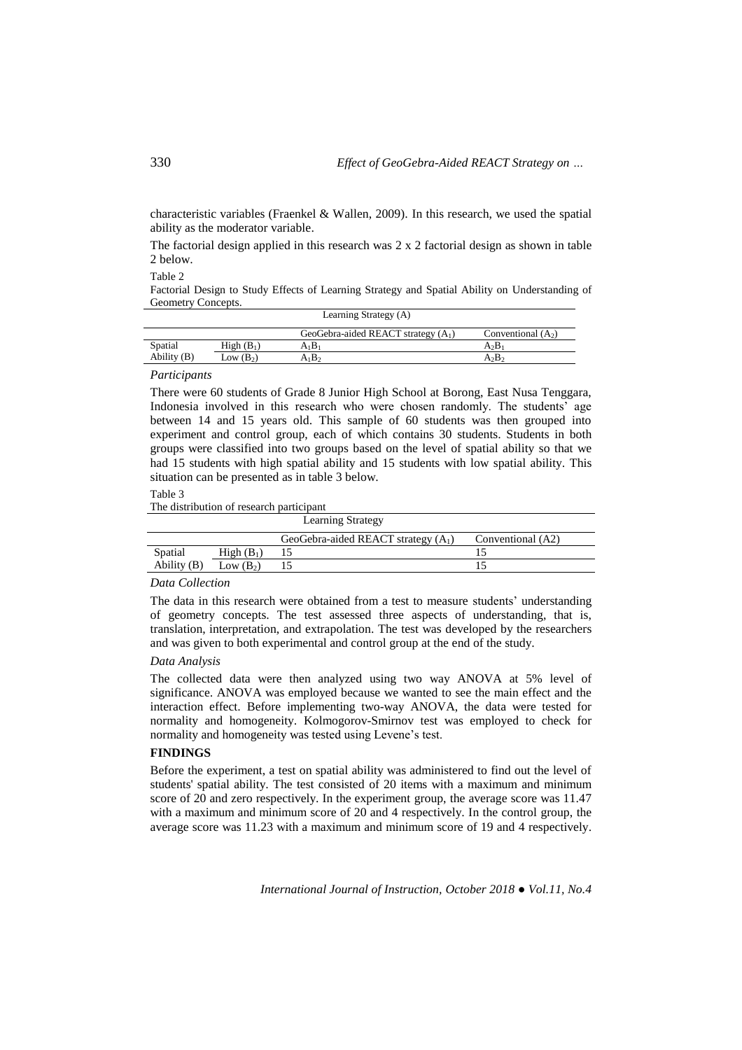characteristic variables (Fraenkel & Wallen, 2009). In this research, we used the spatial ability as the moderator variable.

The factorial design applied in this research was 2 x 2 factorial design as shown in table 2 below.

Table 2

Factorial Design to Study Effects of Learning Strategy and Spatial Ability on Understanding of Geometry Concepts.

| | | Learning Strategy (A) | |
|---|---|---|---|
| | | GeoGebra-aided REACT strategy ($A_1$) | Conventional ($A_2$) |
| Spatial Ability (B) | High ($B_1$) | $A_1B_1$ | $A_2B_1$ |
| | Low ($B_2$) | $A_1B_2$ | $A_2B_2$ |

*Participants*

There were 60 students of Grade 8 Junior High School at Borong, East Nusa Tenggara, Indonesia involved in this research who were chosen randomly. The students' age between 14 and 15 years old. This sample of 60 students was then grouped into experiment and control group, each of which contains 30 students. Students in both groups were classified into two groups based on the level of spatial ability so that we had 15 students with high spatial ability and 15 students with low spatial ability. This situation can be presented as in table 3 below.

Table 3

The distribution of research participant

| | | Learning Strategy | |
|---|---|---|---|
| | | GeoGebra-aided REACT strategy ($A_1$) | Conventional (A2) |
| Spatial Ability (B) | High ($B_1$) | 15 | 15 |
| | Low ($B_2$) | 15 | 15 |

*Data Collection*

The data in this research were obtained from a test to measure students' understanding of geometry concepts. The test assessed three aspects of understanding, that is, translation, interpretation, and extrapolation. The test was developed by the researchers and was given to both experimental and control group at the end of the study.

*Data Analysis*

The collected data were then analyzed using two way ANOVA at 5% level of significance. ANOVA was employed because we wanted to see the main effect and the interaction effect. Before implementing two-way ANOVA, the data were tested for normality and homogeneity. Kolmogorov-Smirnov test was employed to check for normality and homogeneity was tested using Levene's test.

## FINDINGS

Before the experiment, a test on spatial ability was administered to find out the level of students' spatial ability. The test consisted of 20 items with a maximum and minimum score of 20 and zero respectively. In the experiment group, the average score was 11.47 with a maximum and minimum score of 20 and 4 respectively. In the control group, the average score was 11.23 with a maximum and minimum score of 19 and 4 respectively.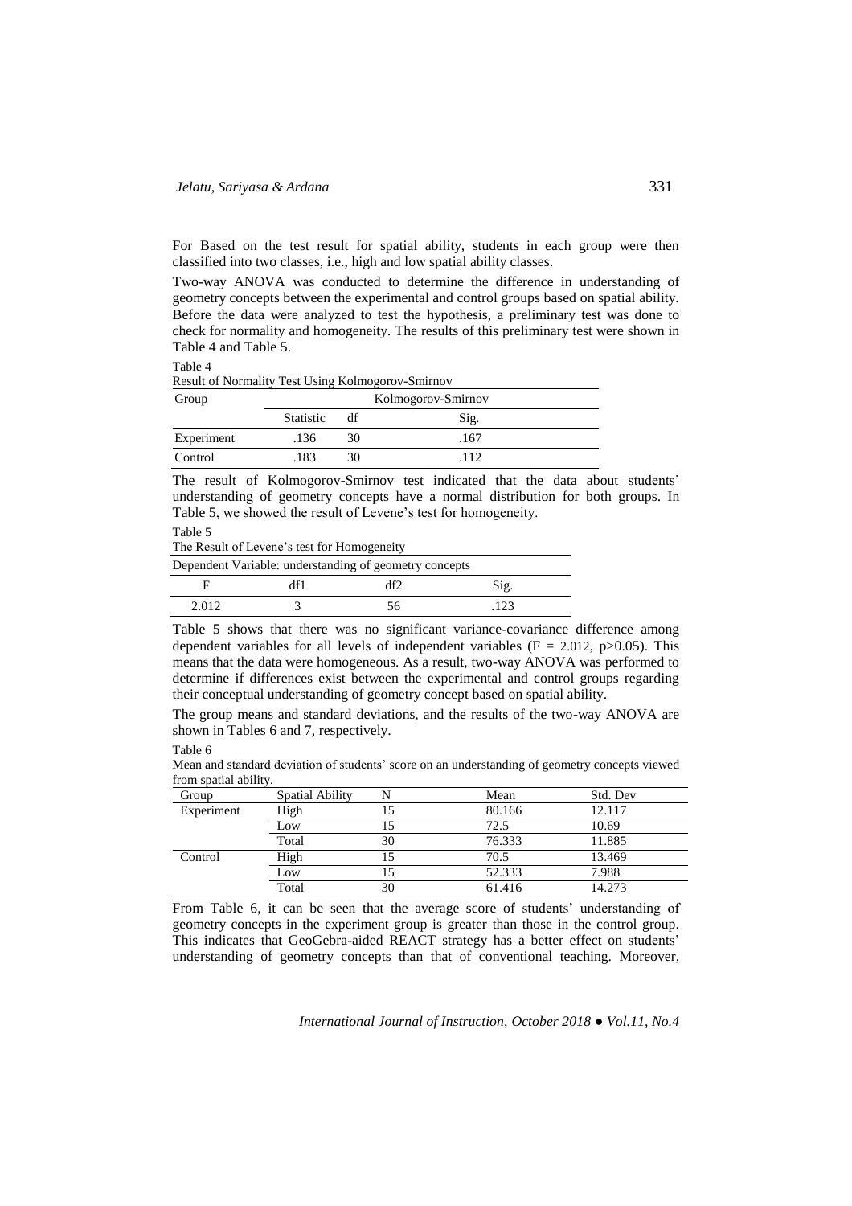For Based on the test result for spatial ability, students in each group were then classified into two classes, i.e., high and low spatial ability classes.

Two-way ANOVA was conducted to determine the difference in understanding of geometry concepts between the experimental and control groups based on spatial ability. Before the data were analyzed to test the hypothesis, a preliminary test was done to check for normality and homogeneity. The results of this preliminary test were shown in Table 4 and Table 5.

Table 4

Result of Normality Test Using Kolmogorov-Smirnov

| Group | Kolmogorov-Smirnov | | |
|---|---|---|---|
| | Statistic | df | Sig. |
| Experiment | .136 | 30 | .167 |
| Control | .183 | 30 | .112 |

The result of Kolmogorov-Smirnov test indicated that the data about students' understanding of geometry concepts have a normal distribution for both groups. In Table 5, we showed the result of Levene's test for homogeneity.

Table 5

The Result of Levene's test for Homogeneity

| Dependent Variable: understanding of geometry concepts | | | |
|---|---|---|---|
| F | df1 | df2 | Sig. |
| 2.012 | 3 | 56 | .123 |

Table 5 shows that there was no significant variance-covariance difference among dependent variables for all levels of independent variables ($F = 2.012$, $p>0.05$). This means that the data were homogeneous. As a result, two-way ANOVA was performed to determine if differences exist between the experimental and control groups regarding their conceptual understanding of geometry concept based on spatial ability.

The group means and standard deviations, and the results of the two-way ANOVA are shown in Tables 6 and 7, respectively.

Table 6

Mean and standard deviation of students' score on an understanding of geometry concepts viewed from spatial ability.

| Group | Spatial Ability | N | Mean | Std. Dev |
|---|---|---|---|---|
| Experiment | High | 15 | 80.166 | 12.117 |
| | Low | 15 | 72.5 | 10.69 |
| | Total | 30 | 76.333 | 11.885 |
| Control | High | 15 | 70.5 | 13.469 |
| | Low | 15 | 52.333 | 7.988 |
| | Total | 30 | 61.416 | 14.273 |

From Table 6, it can be seen that the average score of students' understanding of geometry concepts in the experiment group is greater than those in the control group. This indicates that GeoGebra-aided REACT strategy has a better effect on students' understanding of geometry concepts than that of conventional teaching. Moreover,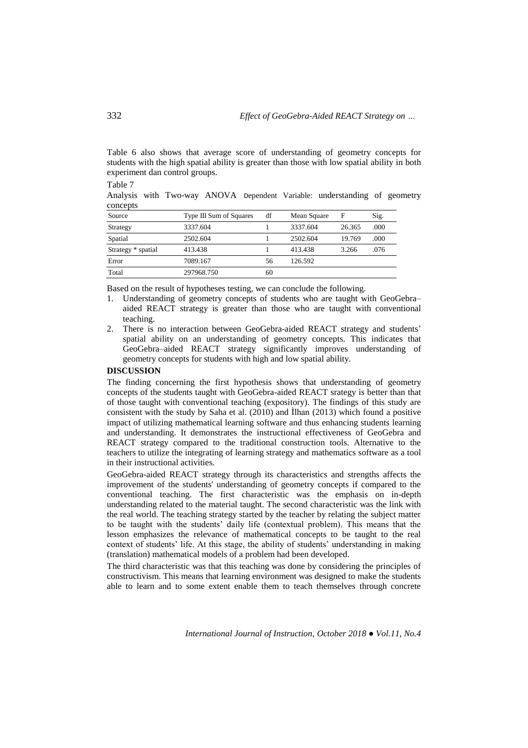Table 6 also shows that average score of understanding of geometry concepts for students with the high spatial ability is greater than those with low spatial ability in both experiment dan control groups.

Table 7

Analysis with Two-way ANOVA Dependent Variable: understanding of geometry concepts

| Source | Type III Sum of Squares | df | Mean Square | F | Sig. |
|---|---|---|---|---|---|
| Strategy | 3337.604 | 1 | 3337.604 | 26.365 | .000 |
| Spatial | 2502.604 | 1 | 2502.604 | 19.769 | .000 |
| Strategy * spatial | 413.438 | 1 | 413.438 | 3.266 | .076 |
| Error | 7089.167 | 56 | 126.592 | | |
| Total | 297968.750 | 60 | | | |

Based on the result of hypotheses testing, we can conclude the following.

1. Understanding of geometry concepts of students who are taught with GeoGebra–aided REACT strategy is greater than those who are taught with conventional teaching.
2. There is no interaction between GeoGebra-aided REACT strategy and students' spatial ability on an understanding of geometry concepts. This indicates that GeoGebra–aided REACT strategy significantly improves understanding of geometry concepts for students with high and low spatial ability.

## DISCUSSION

The finding concerning the first hypothesis shows that understanding of geometry concepts of the students taught with GeoGebra-aided REACT srategy is better than that of those taught with conventional teaching (expository). The findings of this study are consistent with the study by Saha et al. (2010) and İlhan (2013) which found a positive impact of utilizing mathematical learning software and thus enhancing students learning and understanding. It demonstrates the instructional effectiveness of GeoGebra and REACT strategy compared to the traditional construction tools. Alternative to the teachers to utilize the integrating of learning strategy and mathematics software as a tool in their instructional activities.

GeoGebra-aided REACT strategy through its characteristics and strengths affects the improvement of the students' understanding of geometry concepts if compared to the conventional teaching. The first characteristic was the emphasis on in-depth understanding related to the material taught. The second characteristic was the link with the real world. The teaching strategy started by the teacher by relating the subject matter to be taught with the students' daily life (contextual problem). This means that the lesson emphasizes the relevance of mathematical concepts to be taught to the real context of students' life. At this stage, the ability of students' understanding in making (translation) mathematical models of a problem had been developed.

The third characteristic was that this teaching was done by considering the principles of constructivism. This means that learning environment was designed to make the students able to learn and to some extent enable them to teach themselves through concrete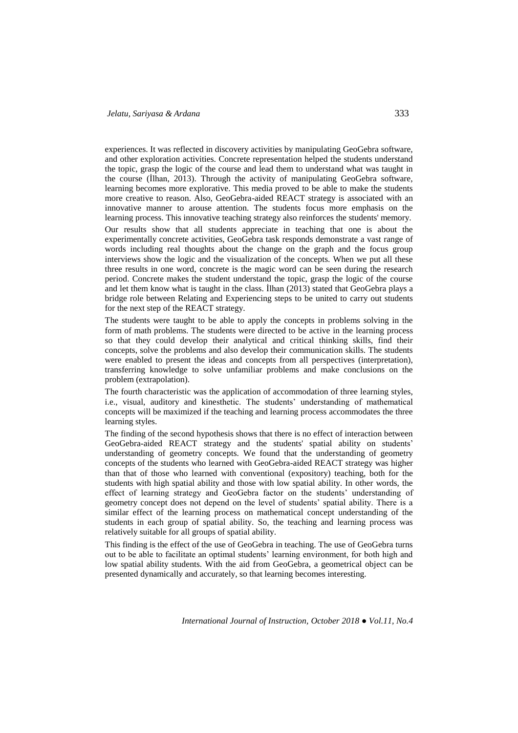experiences. It was reflected in discovery activities by manipulating GeoGebra software, and other exploration activities. Concrete representation helped the students understand the topic, grasp the logic of the course and lead them to understand what was taught in the course (İlhan, 2013). Through the activity of manipulating GeoGebra software, learning becomes more explorative. This media proved to be able to make the students more creative to reason. Also, GeoGebra-aided REACT strategy is associated with an innovative manner to arouse attention. The students focus more emphasis on the learning process. This innovative teaching strategy also reinforces the students' memory.

Our results show that all students appreciate in teaching that one is about the experimentally concrete activities, GeoGebra task responds demonstrate a vast range of words including real thoughts about the change on the graph and the focus group interviews show the logic and the visualization of the concepts. When we put all these three results in one word, concrete is the magic word can be seen during the research period. Concrete makes the student understand the topic, grasp the logic of the course and let them know what is taught in the class. İlhan (2013) stated that GeoGebra plays a bridge role between Relating and Experiencing steps to be united to carry out students for the next step of the REACT strategy.

The students were taught to be able to apply the concepts in problems solving in the form of math problems. The students were directed to be active in the learning process so that they could develop their analytical and critical thinking skills, find their concepts, solve the problems and also develop their communication skills. The students were enabled to present the ideas and concepts from all perspectives (interpretation), transferring knowledge to solve unfamiliar problems and make conclusions on the problem (extrapolation).

The fourth characteristic was the application of accommodation of three learning styles, i.e., visual, auditory and kinesthetic. The students' understanding of mathematical concepts will be maximized if the teaching and learning process accommodates the three learning styles.

The finding of the second hypothesis shows that there is no effect of interaction between GeoGebra-aided REACT strategy and the students' spatial ability on students' understanding of geometry concepts. We found that the understanding of geometry concepts of the students who learned with GeoGebra-aided REACT strategy was higher than that of those who learned with conventional (expository) teaching, both for the students with high spatial ability and those with low spatial ability. In other words, the effect of learning strategy and GeoGebra factor on the students' understanding of geometry concept does not depend on the level of students' spatial ability. There is a similar effect of the learning process on mathematical concept understanding of the students in each group of spatial ability. So, the teaching and learning process was relatively suitable for all groups of spatial ability.

This finding is the effect of the use of GeoGebra in teaching. The use of GeoGebra turns out to be able to facilitate an optimal students' learning environment, for both high and low spatial ability students. With the aid from GeoGebra, a geometrical object can be presented dynamically and accurately, so that learning becomes interesting.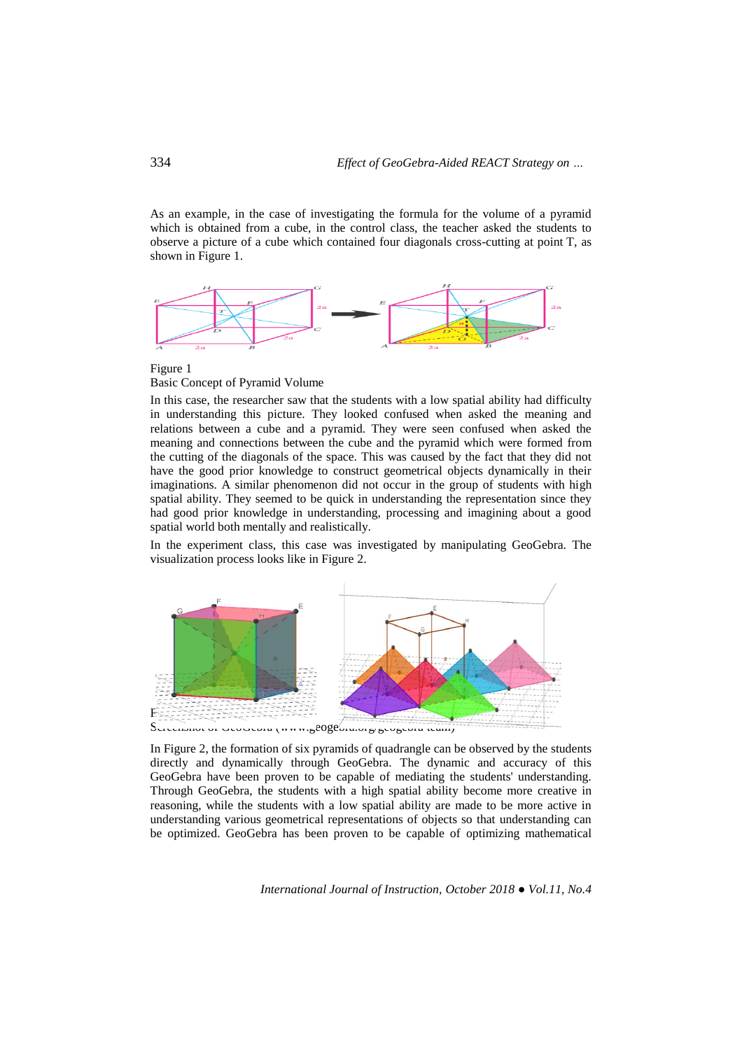As an example, in the case of investigating the formula for the volume of a pyramid which is obtained from a cube, in the control class, the teacher asked the students to observe a picture of a cube which contained four diagonals cross-cutting at point T, as shown in Figure 1.

Figure 1
Basic Concept of Pyramid Volume

In this case, the researcher saw that the students with a low spatial ability had difficulty in understanding this picture. They looked confused when asked the meaning and relations between a cube and a pyramid. They were seen confused when asked the meaning and connections between the cube and the pyramid which were formed from the cutting of the diagonals of the space. This was caused by the fact that they did not have the good prior knowledge to construct geometrical objects dynamically in their imaginations. A similar phenomenon did not occur in the group of students with high spatial ability. They seemed to be quick in understanding the representation since they had good prior knowledge in understanding, processing and imagining about a good spatial world both mentally and realistically.

In the experiment class, this case was investigated by manipulating GeoGebra. The visualization process looks like in Figure 2.

Figure 2
Screenshot of GeoGebra (www.geogebra.org/geogebra team)

In Figure 2, the formation of six pyramids of quadrangle can be observed by the students directly and dynamically through GeoGebra. The dynamic and accuracy of this GeoGebra have been proven to be capable of mediating the students' understanding. Through GeoGebra, the students with a high spatial ability become more creative in reasoning, while the students with a low spatial ability are made to be more active in understanding various geometrical representations of objects so that understanding can be optimized. GeoGebra has been proven to be capable of optimizing mathematical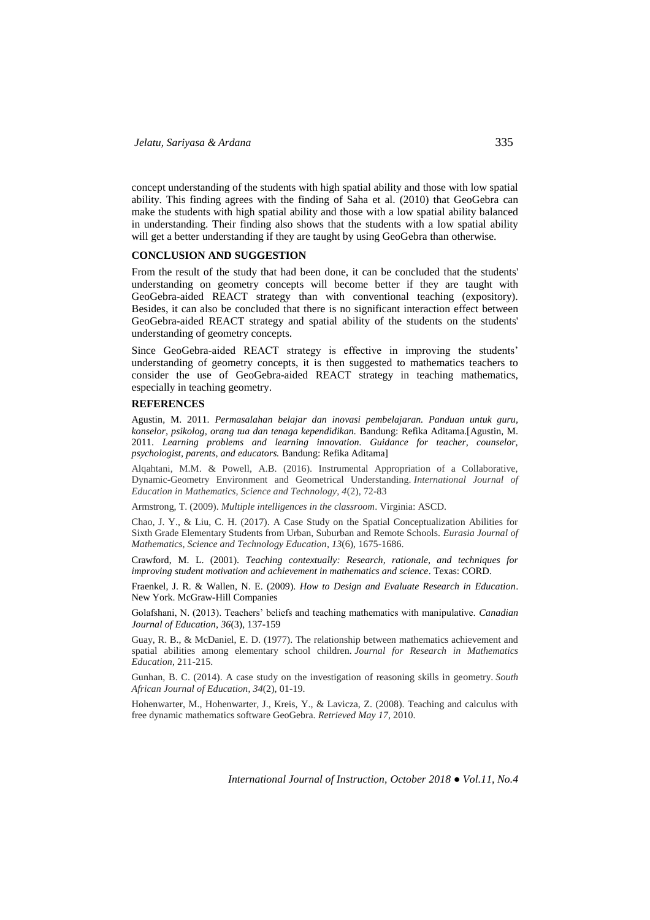concept understanding of the students with high spatial ability and those with low spatial ability. This finding agrees with the finding of Saha et al. (2010) that GeoGebra can make the students with high spatial ability and those with a low spatial ability balanced in understanding. Their finding also shows that the students with a low spatial ability will get a better understanding if they are taught by using GeoGebra than otherwise.

## CONCLUSION AND SUGGESTION

From the result of the study that had been done, it can be concluded that the students' understanding on geometry concepts will become better if they are taught with GeoGebra-aided REACT strategy than with conventional teaching (expository). Besides, it can also be concluded that there is no significant interaction effect between GeoGebra-aided REACT strategy and spatial ability of the students on the students' understanding of geometry concepts.

Since GeoGebra-aided REACT strategy is effective in improving the students' understanding of geometry concepts, it is then suggested to mathematics teachers to consider the use of GeoGebra-aided REACT strategy in teaching mathematics, especially in teaching geometry.

## REFERENCES

Agustin, M. 2011. *Permasalahan belajar dan inovasi pembelajaran. Panduan untuk guru, konselor, psikolog, orang tua dan tenaga kependidikan.* Bandung: Refika Aditama.[Agustin, M. 2011. *Learning problems and learning innovation. Guidance for teacher, counselor, psychologist, parents, and educators.* Bandung: Refika Aditama]

Alqahtani, M.M. & Powell, A.B. (2016). Instrumental Appropriation of a Collaborative, Dynamic-Geometry Environment and Geometrical Understanding. *International Journal of Education in Mathematics, Science and Technology*, *4*(2), 72-83

Armstrong, T. (2009). *Multiple intelligences in the classroom*. Virginia: ASCD.

Chao, J. Y., & Liu, C. H. (2017). A Case Study on the Spatial Conceptualization Abilities for Sixth Grade Elementary Students from Urban, Suburban and Remote Schools. *Eurasia Journal of Mathematics, Science and Technology Education*, *13*(6), 1675-1686.

Crawford, M. L. (2001). *Teaching contextually: Research, rationale, and techniques for improving student motivation and achievement in mathematics and science*. Texas: CORD.

Fraenkel, J. R. & Wallen, N. E. (2009). *How to Design and Evaluate Research in Education*. New York. McGraw-Hill Companies

Golafshani, N. (2013). Teachers' beliefs and teaching mathematics with manipulative. *Canadian Journal of Education*, *36*(3), 137-159

Guay, R. B., & McDaniel, E. D. (1977). The relationship between mathematics achievement and spatial abilities among elementary school children. *Journal for Research in Mathematics Education*, 211-215.

Gunhan, B. C. (2014). A case study on the investigation of reasoning skills in geometry. *South African Journal of Education*, *34*(2), 01-19.

Hohenwarter, M., Hohenwarter, J., Kreis, Y., & Lavicza, Z. (2008). Teaching and calculus with free dynamic mathematics software GeoGebra. *Retrieved May 17*, 2010.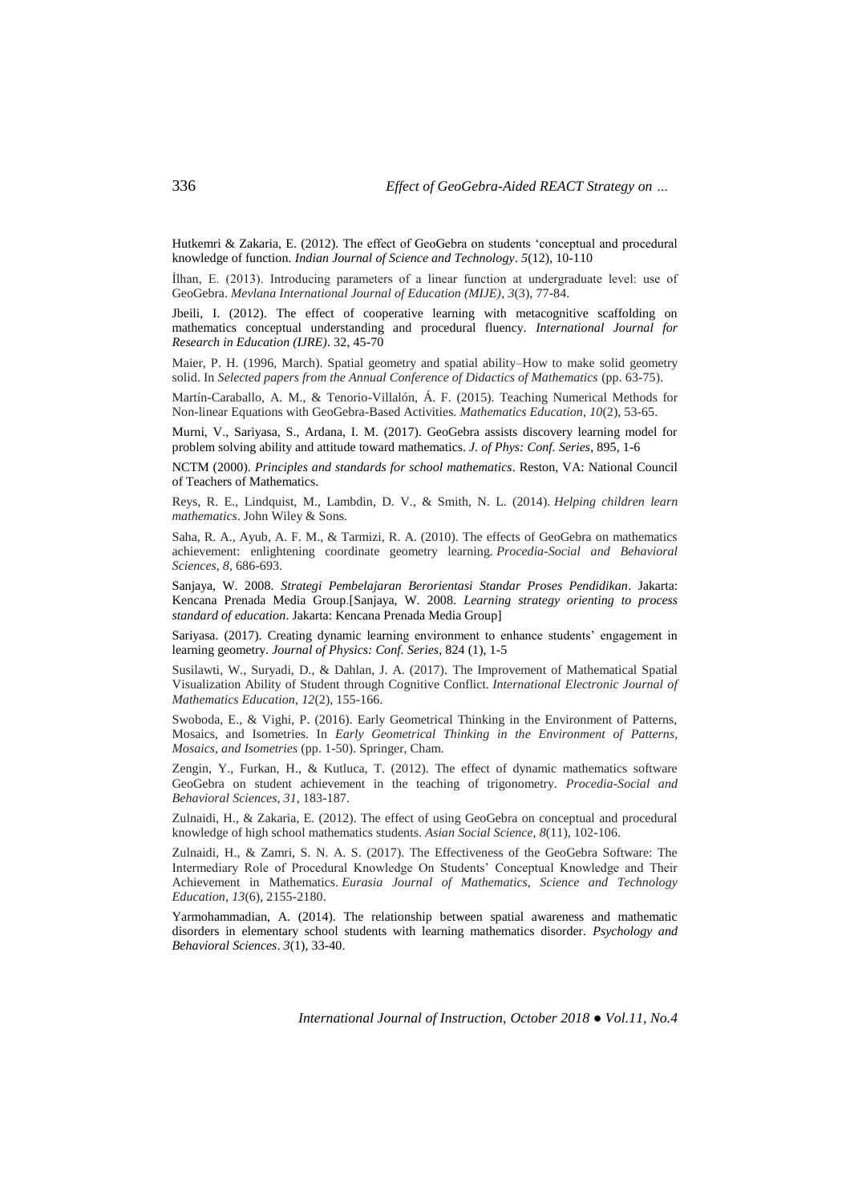Hutkemri & Zakaria, E. (2012). The effect of GeoGebra on students 'conceptual and procedural knowledge of function. *Indian Journal of Science and Technology*. *5*(12), 10-110

İlhan, E. (2013). Introducing parameters of a linear function at undergraduate level: use of GeoGebra. *Mevlana International Journal of Education (MIJE)*, *3*(3), 77-84.

Jbeili, I. (2012). The effect of cooperative learning with metacognitive scaffolding on mathematics conceptual understanding and procedural fluency. *International Journal for Research in Education (IJRE)*. 32, 45-70

Maier, P. H. (1996, March). Spatial geometry and spatial ability–How to make solid geometry solid. In *Selected papers from the Annual Conference of Didactics of Mathematics* (pp. 63-75).

Martín-Caraballo, A. M., & Tenorio-Villalón, Á. F. (2015). Teaching Numerical Methods for Non-linear Equations with GeoGebra-Based Activities. *Mathematics Education*, *10*(2), 53-65.

Murni, V., Sariyasa, S., Ardana, I. M. (2017). GeoGebra assists discovery learning model for problem solving ability and attitude toward mathematics. *J. of Phys: Conf. Series*, 895, 1-6

NCTM (2000). *Principles and standards for school mathematics*. Reston, VA: National Council of Teachers of Mathematics.

Reys, R. E., Lindquist, M., Lambdin, D. V., & Smith, N. L. (2014). *Helping children learn mathematics*. John Wiley & Sons.

Saha, R. A., Ayub, A. F. M., & Tarmizi, R. A. (2010). The effects of GeoGebra on mathematics achievement: enlightening coordinate geometry learning. *Procedia-Social and Behavioral Sciences*, *8*, 686-693.

Sanjaya, W. 2008. *Strategi Pembelajaran Berorientasi Standar Proses Pendidikan*. Jakarta: Kencana Prenada Media Group.[Sanjaya, W. 2008. *Learning strategy orienting to process standard of education*. Jakarta: Kencana Prenada Media Group]

Sariyasa. (2017). Creating dynamic learning environment to enhance students' engagement in learning geometry. *Journal of Physics: Conf. Series*, 824 (1), 1-5

Susilawti, W., Suryadi, D., & Dahlan, J. A. (2017). The Improvement of Mathematical Spatial Visualization Ability of Student through Cognitive Conflict. *International Electronic Journal of Mathematics Education*, *12*(2), 155-166.

Swoboda, E., & Vighi, P. (2016). Early Geometrical Thinking in the Environment of Patterns, Mosaics, and Isometries. In *Early Geometrical Thinking in the Environment of Patterns, Mosaics, and Isometries* (pp. 1-50). Springer, Cham.

Zengin, Y., Furkan, H., & Kutluca, T. (2012). The effect of dynamic mathematics software GeoGebra on student achievement in the teaching of trigonometry. *Procedia-Social and Behavioral Sciences*, *31*, 183-187.

Zulnaidi, H., & Zakaria, E. (2012). The effect of using GeoGebra on conceptual and procedural knowledge of high school mathematics students. *Asian Social Science*, *8*(11), 102-106.

Zulnaidi, H., & Zamri, S. N. A. S. (2017). The Effectiveness of the GeoGebra Software: The Intermediary Role of Procedural Knowledge On Students' Conceptual Knowledge and Their Achievement in Mathematics. *Eurasia Journal of Mathematics, Science and Technology Education*, *13*(6), 2155-2180.

Yarmohammadian, A. (2014). The relationship between spatial awareness and mathematic disorders in elementary school students with learning mathematics disorder. *Psychology and Behavioral Sciences*. *3*(1), 33-40.